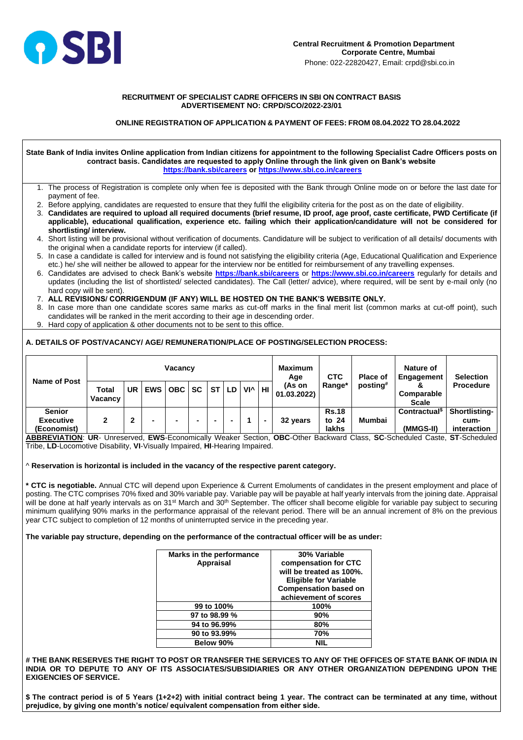**SBI**

**Central Recruitment & Promotion Department**
**Corporate Centre, Mumbai**
Phone: 022-22820427, Email: crpd@sbi.co.in

**RECRUITMENT OF SPECIALIST CADRE OFFICERS IN SBI ON CONTRACT BASIS**
**ADVERTISEMENT NO: CRPD/SCO/2022-23/01**

**ONLINE REGISTRATION OF APPLICATION & PAYMENT OF FEES: FROM 08.04.2022 TO 28.04.2022**

**State Bank of India invites Online application from Indian citizens for appointment to the following Specialist Cadre Officers posts on contract basis. Candidates are requested to apply Online through the link given on Bank's website https://bank.sbi/careers or https://www.sbi.co.in/careers**

1. The process of Registration is complete only when fee is deposited with the Bank through Online mode on or before the last date for payment of fee.
2. Before applying, candidates are requested to ensure that they fulfil the eligibility criteria for the post as on the date of eligibility.
3. **Candidates are required to upload all required documents (brief resume, ID proof, age proof, caste certificate, PWD Certificate (if applicable), educational qualification, experience etc. failing which their application/candidature will not be considered for shortlisting/ interview.**
4. Short listing will be provisional without verification of documents. Candidature will be subject to verification of all details/ documents with the original when a candidate reports for interview (if called).
5. In case a candidate is called for interview and is found not satisfying the eligibility criteria (Age, Educational Qualification and Experience etc.) he/ she will neither be allowed to appear for the interview nor be entitled for reimbursement of any travelling expenses.
6. Candidates are advised to check Bank's website **https://bank.sbi/careers** or **https://www.sbi.co.in/careers** regularly for details and updates (including the list of shortlisted/ selected candidates). The Call (letter/ advice), where required, will be sent by e-mail only (no hard copy will be sent).
7. **ALL REVISIONS/ CORRIGENDUM (IF ANY) WILL BE HOSTED ON THE BANK'S WEBSITE ONLY.**
8. In case more than one candidate scores same marks as cut-off marks in the final merit list (common marks at cut-off point), such candidates will be ranked in the merit according to their age in descending order.
9. Hard copy of application & other documents not to be sent to this office.

**A. DETAILS OF POST/VACANCY/ AGE/ REMUNERATION/PLACE OF POSTING/SELECTION PROCESS:**

| Name of Post | Vacancy | | | | | | | | | Maximum Age (As on 01.03.2022) | CTC Range* | Place of posting# | Nature of Engagement & Comparable Scale | Selection Procedure |
|---|---|---|---|---|---|---|---|---|---|---|---|---|---|---|
| | Total Vacancy | UR | EWS | OBC | SC | ST | LD | VI^ | HI | | | | | |
| Senior Executive (Economist) | 2 | 2 | - | - | - | - | - | 1 | - | 32 years | Rs.18 to 24 lakhs | Mumbai | Contractual$ (MMGS-II) | Shortlisting-cum-interaction |

**ABBREVIATION**: **UR**- Unreserved, **EWS**-Economically Weaker Section, **OBC**-Other Backward Class, **SC**-Scheduled Caste, **ST**-Scheduled Tribe, **LD**-Locomotive Disability, **VI**-Visually Impaired, **HI**-Hearing Impaired.

^ **Reservation is horizontal is included in the vacancy of the respective parent category.**

**\* CTC is negotiable.** Annual CTC will depend upon Experience & Current Emoluments of candidates in the present employment and place of posting. The CTC comprises 70% fixed and 30% variable pay. Variable pay will be payable at half yearly intervals from the joining date. Appraisal will be done at half yearly intervals as on 31st March and 30th September. The officer shall become eligible for variable pay subject to securing minimum qualifying 90% marks in the performance appraisal of the relevant period. There will be an annual increment of 8% on the previous year CTC subject to completion of 12 months of uninterrupted service in the preceding year.

**The variable pay structure, depending on the performance of the contractual officer will be as under:**

| Marks in the performance Appraisal | 30% Variable compensation for CTC will be treated as 100%. Eligible for Variable Compensation based on achievement of scores |
|---|---|
| 99 to 100% | 100% |
| 97 to 98.99 % | 90% |
| 94 to 96.99% | 80% |
| 90 to 93.99% | 70% |
| Below 90% | NIL |

**# THE BANK RESERVES THE RIGHT TO POST OR TRANSFER THE SERVICES TO ANY OF THE OFFICES OF STATE BANK OF INDIA IN INDIA OR TO DEPUTE TO ANY OF ITS ASSOCIATES/SUBSIDIARIES OR ANY OTHER ORGANIZATION DEPENDING UPON THE EXIGENCIES OF SERVICE.**

**$ The contract period is of 5 Years (1+2+2) with initial contract being 1 year. The contract can be terminated at any time, without prejudice, by giving one month's notice/ equivalent compensation from either side.**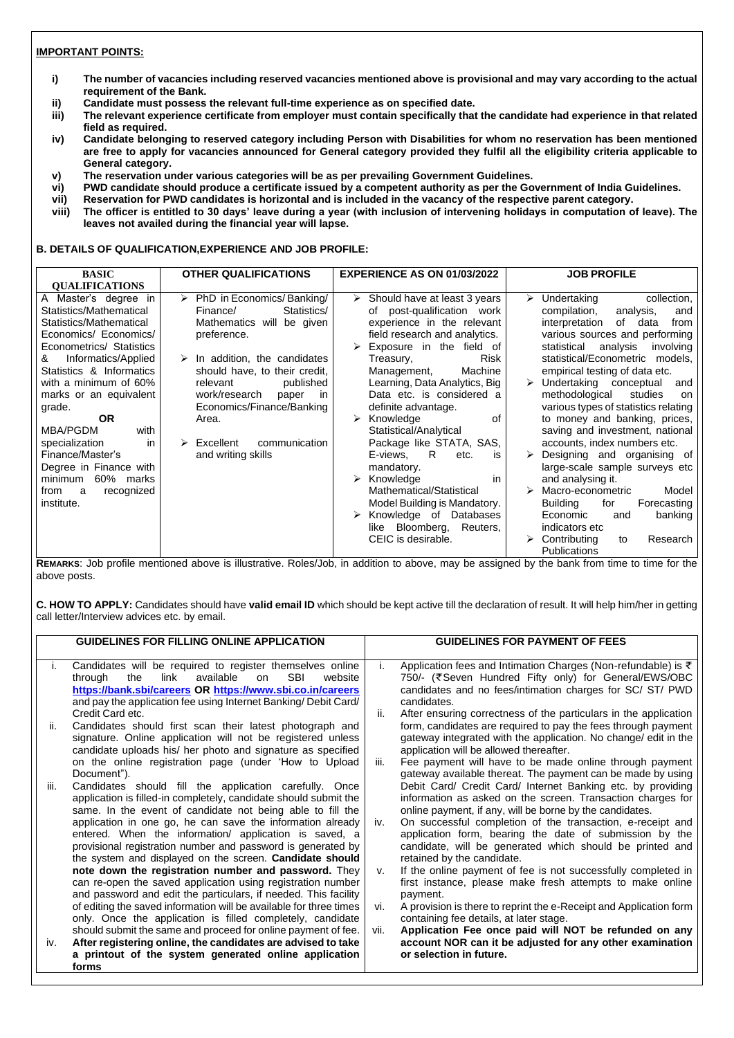**IMPORTANT POINTS:**

- **i) The number of vacancies including reserved vacancies mentioned above is provisional and may vary according to the actual requirement of the Bank.**
- **ii) Candidate must possess the relevant full-time experience as on specified date.**
- **iii) The relevant experience certificate from employer must contain specifically that the candidate had experience in that related field as required.**
- **iv) Candidate belonging to reserved category including Person with Disabilities for whom no reservation has been mentioned are free to apply for vacancies announced for General category provided they fulfil all the eligibility criteria applicable to General category.**
- **v) The reservation under various categories will be as per prevailing Government Guidelines.**
- **vi) PWD candidate should produce a certificate issued by a competent authority as per the Government of India Guidelines.**
- **vii) Reservation for PWD candidates is horizontal and is included in the vacancy of the respective parent category.**
- **viii) The officer is entitled to 30 days' leave during a year (with inclusion of intervening holidays in computation of leave). The leaves not availed during the financial year will lapse.**

**B. DETAILS OF QUALIFICATION,EXPERIENCE AND JOB PROFILE:**

| BASIC QUALIFICATIONS | OTHER QUALIFICATIONS | EXPERIENCE AS ON 01/03/2022 | JOB PROFILE |
|---|---|---|---|
| A Master's degree in Statistics/Mathematical Statistics/Mathematical Economics/ Economics/ Econometrics/ Statistics & Informatics/Applied Statistics & Informatics with a minimum of 60% marks or an equivalent grade.<br>**OR**<br>MBA/PGDM with specialization in Finance/Master's Degree in Finance with minimum 60% marks from a recognized institute. | ➢ PhD in Economics/ Banking/ Finance/ Statistics/ Mathematics will be given preference.<br>➢ In addition, the candidates should have, to their credit, relevant published work/research paper in Economics/Finance/Banking Area.<br>➢ Excellent communication and writing skills | ➢ Should have at least 3 years of post-qualification work experience in the relevant field research and analytics.<br>➢ Exposure in the field of Treasury, Risk Management, Machine Learning, Data Analytics, Big Data etc. is considered a definite advantage.<br>➢ Knowledge of Statistical/Analytical Package like STATA, SAS, E-views, R etc. is mandatory.<br>➢ Knowledge in Mathematical/Statistical Model Building is Mandatory.<br>➢ Knowledge of Databases like Bloomberg, Reuters, CEIC is desirable. | ➢ Undertaking collection, compilation, analysis, and interpretation of data from various sources and performing statistical analysis involving statistical/Econometric models, empirical testing of data etc.<br>➢ Undertaking conceptual and methodological studies on various types of statistics relating to money and banking, prices, saving and investment, national accounts, index numbers etc.<br>➢ Designing and organising of large-scale sample surveys etc and analysing it.<br>➢ Macro-econometric Model Building for Forecasting Economic and banking indicators etc<br>➢ Contributing to Research Publications |

**REMARKS**: Job profile mentioned above is illustrative. Roles/Job, in addition to above, may be assigned by the bank from time to time for the above posts.

**C. HOW TO APPLY:** Candidates should have **valid email ID** which should be kept active till the declaration of result. It will help him/her in getting call letter/Interview advices etc. by email.

**GUIDELINES FOR FILLING ONLINE APPLICATION**

- i. Candidates will be required to register themselves online through the link available on SBI website **https://bank.sbi/careers OR https://www.sbi.co.in/careers** and pay the application fee using Internet Banking/ Debit Card/ Credit Card etc.
- ii. Candidates should first scan their latest photograph and signature. Online application will not be registered unless candidate uploads his/ her photo and signature as specified on the online registration page (under 'How to Upload Document").
- iii. Candidates should fill the application carefully. Once application is filled-in completely, candidate should submit the same. In the event of candidate not being able to fill the application in one go, he can save the information already entered. When the information/ application is saved, a provisional registration number and password is generated by the system and displayed on the screen. **Candidate should note down the registration number and password.** They can re-open the saved application using registration number and password and edit the particulars, if needed. This facility of editing the saved information will be available for three times only. Once the application is filled completely, candidate should submit the same and proceed for online payment of fee.
- iv. **After registering online, the candidates are advised to take a printout of the system generated online application forms**

**GUIDELINES FOR PAYMENT OF FEES**

- i. Application fees and Intimation Charges (Non-refundable) is ₹ 750/- (₹Seven Hundred Fifty only) for General/EWS/OBC candidates and no fees/intimation charges for SC/ ST/ PWD candidates.
- ii. After ensuring correctness of the particulars in the application form, candidates are required to pay the fees through payment gateway integrated with the application. No change/ edit in the application will be allowed thereafter.
- iii. Fee payment will have to be made online through payment gateway available thereat. The payment can be made by using Debit Card/ Credit Card/ Internet Banking etc. by providing information as asked on the screen. Transaction charges for online payment, if any, will be borne by the candidates.
- iv. On successful completion of the transaction, e-receipt and application form, bearing the date of submission by the candidate, will be generated which should be printed and retained by the candidate.
- v. If the online payment of fee is not successfully completed in first instance, please make fresh attempts to make online payment.
- vi. A provision is there to reprint the e-Receipt and Application form containing fee details, at later stage.
- vii. **Application Fee once paid will NOT be refunded on any account NOR can it be adjusted for any other examination or selection in future.**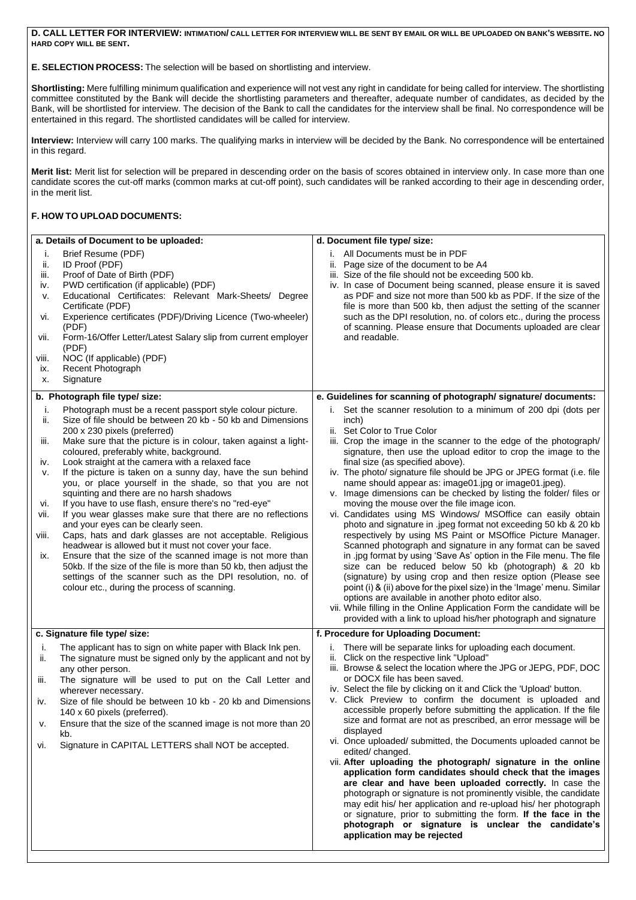**D. CALL LETTER FOR INTERVIEW: INTIMATION/ CALL LETTER FOR INTERVIEW WILL BE SENT BY EMAIL OR WILL BE UPLOADED ON BANK'S WEBSITE. NO HARD COPY WILL BE SENT.**

**E. SELECTION PROCESS:** The selection will be based on shortlisting and interview.

**Shortlisting:** Mere fulfilling minimum qualification and experience will not vest any right in candidate for being called for interview. The shortlisting committee constituted by the Bank will decide the shortlisting parameters and thereafter, adequate number of candidates, as decided by the Bank, will be shortlisted for interview. The decision of the Bank to call the candidates for the interview shall be final. No correspondence will be entertained in this regard. The shortlisted candidates will be called for interview.

**Interview:** Interview will carry 100 marks. The qualifying marks in interview will be decided by the Bank. No correspondence will be entertained in this regard.

**Merit list:** Merit list for selection will be prepared in descending order on the basis of scores obtained in interview only. In case more than one candidate scores the cut-off marks (common marks at cut-off point), such candidates will be ranked according to their age in descending order, in the merit list.

**F. HOW TO UPLOAD DOCUMENTS:**

**a. Details of Document to be uploaded:**

i. Brief Resume (PDF)
ii. ID Proof (PDF)
iii. Proof of Date of Birth (PDF)
iv. PWD certification (if applicable) (PDF)
v. Educational Certificates: Relevant Mark-Sheets/ Degree Certificate (PDF)
vi. Experience certificates (PDF)/Driving Licence (Two-wheeler) (PDF)
vii. Form-16/Offer Letter/Latest Salary slip from current employer (PDF)
viii. NOC (If applicable) (PDF)
ix. Recent Photograph
x. Signature

**b. Photograph file type/ size:**

i. Photograph must be a recent passport style colour picture.
ii. Size of file should be between 20 kb - 50 kb and Dimensions 200 x 230 pixels (preferred)
iii. Make sure that the picture is in colour, taken against a light-coloured, preferably white, background.
iv. Look straight at the camera with a relaxed face
v. If the picture is taken on a sunny day, have the sun behind you, or place yourself in the shade, so that you are not squinting and there are no harsh shadows
vi. If you have to use flash, ensure there's no "red-eye"
vii. If you wear glasses make sure that there are no reflections and your eyes can be clearly seen.
viii. Caps, hats and dark glasses are not acceptable. Religious headwear is allowed but it must not cover your face.
ix. Ensure that the size of the scanned image is not more than 50kb. If the size of the file is more than 50 kb, then adjust the settings of the scanner such as the DPI resolution, no. of colour etc., during the process of scanning.

**c. Signature file type/ size:**

i. The applicant has to sign on white paper with Black Ink pen.
ii. The signature must be signed only by the applicant and not by any other person.
iii. The signature will be used to put on the Call Letter and wherever necessary.
iv. Size of file should be between 10 kb - 20 kb and Dimensions 140 x 60 pixels (preferred).
v. Ensure that the size of the scanned image is not more than 20 kb.
vi. Signature in CAPITAL LETTERS shall NOT be accepted.

**d. Document file type/ size:**

i. All Documents must be in PDF
ii. Page size of the document to be A4
iii. Size of the file should not be exceeding 500 kb.
iv. In case of Document being scanned, please ensure it is saved as PDF and size not more than 500 kb as PDF. If the size of the file is more than 500 kb, then adjust the setting of the scanner such as the DPI resolution, no. of colors etc., during the process of scanning. Please ensure that Documents uploaded are clear and readable.

**e. Guidelines for scanning of photograph/ signature/ documents:**

i. Set the scanner resolution to a minimum of 200 dpi (dots per inch)
ii. Set Color to True Color
iii. Crop the image in the scanner to the edge of the photograph/ signature, then use the upload editor to crop the image to the final size (as specified above).
iv. The photo/ signature file should be JPG or JPEG format (i.e. file name should appear as: image01.jpg or image01.jpeg).
v. Image dimensions can be checked by listing the folder/ files or moving the mouse over the file image icon.
vi. Candidates using MS Windows/ MSOffice can easily obtain photo and signature in .jpeg format not exceeding 50 kb & 20 kb respectively by using MS Paint or MSOffice Picture Manager. Scanned photograph and signature in any format can be saved in .jpg format by using 'Save As' option in the File menu. The file size can be reduced below 50 kb (photograph) & 20 kb (signature) by using crop and then resize option (Please see point (i) & (ii) above for the pixel size) in the 'Image' menu. Similar options are available in another photo editor also.
vii. While filling in the Online Application Form the candidate will be provided with a link to upload his/her photograph and signature

**f. Procedure for Uploading Document:**

i. There will be separate links for uploading each document.
ii. Click on the respective link "Upload"
iii. Browse & select the location where the JPG or JEPG, PDF, DOC or DOCX file has been saved.
iv. Select the file by clicking on it and Click the 'Upload' button.
v. Click Preview to confirm the document is uploaded and accessible properly before submitting the application. If the file size and format are not as prescribed, an error message will be displayed
vi. Once uploaded/ submitted, the Documents uploaded cannot be edited/ changed.
vii. **After uploading the photograph/ signature in the online application form candidates should check that the images are clear and have been uploaded correctly.** In case the photograph or signature is not prominently visible, the candidate may edit his/ her application and re-upload his/ her photograph or signature, prior to submitting the form. **If the face in the photograph or signature is unclear the candidate's application may be rejected**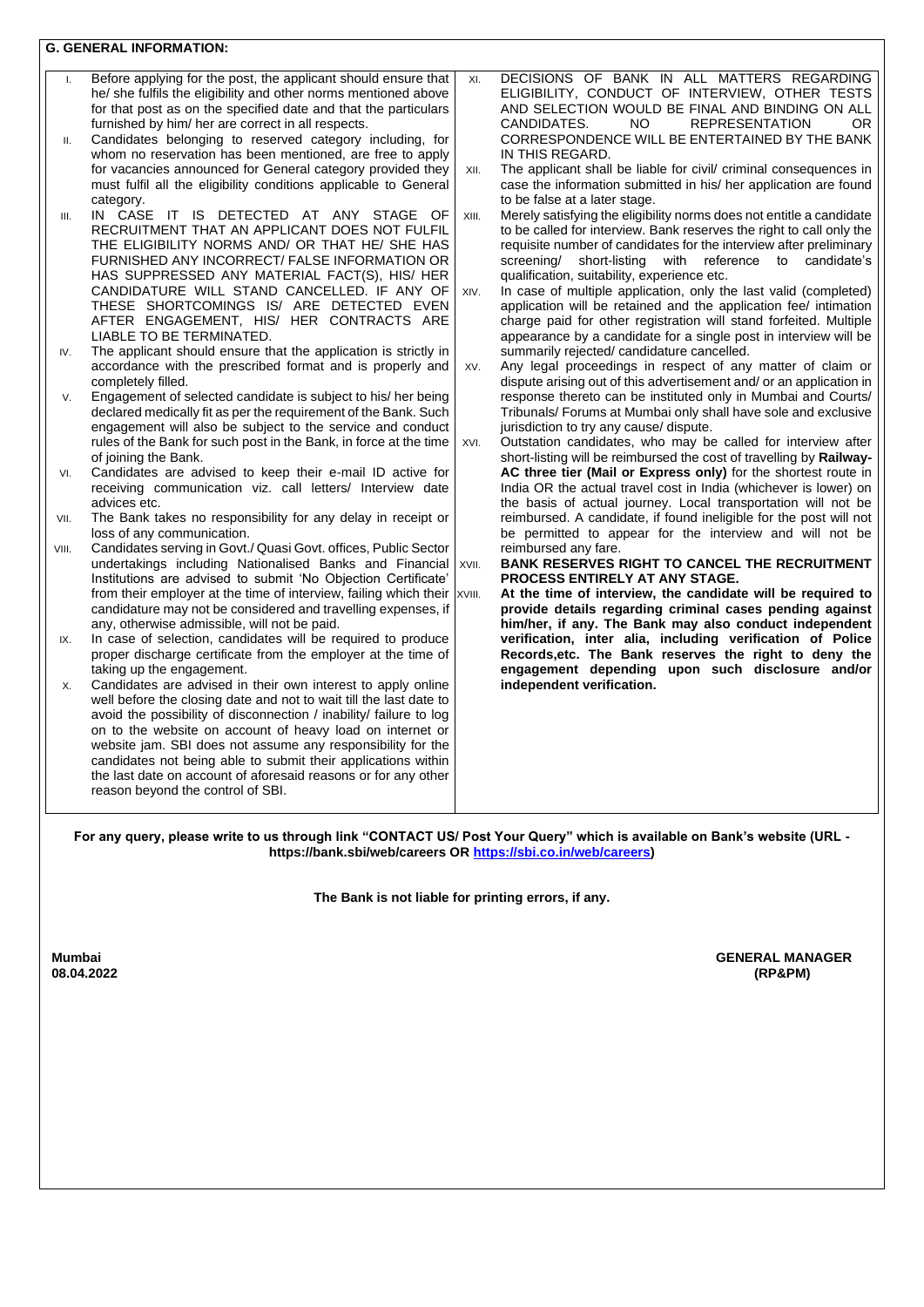**G. GENERAL INFORMATION:**

I. Before applying for the post, the applicant should ensure that he/ she fulfils the eligibility and other norms mentioned above for that post as on the specified date and that the particulars furnished by him/ her are correct in all respects.

II. Candidates belonging to reserved category including, for whom no reservation has been mentioned, are free to apply for vacancies announced for General category provided they must fulfil all the eligibility conditions applicable to General category.

III. IN CASE IT IS DETECTED AT ANY STAGE OF RECRUITMENT THAT AN APPLICANT DOES NOT FULFIL THE ELIGIBILITY NORMS AND/ OR THAT HE/ SHE HAS FURNISHED ANY INCORRECT/ FALSE INFORMATION OR HAS SUPPRESSED ANY MATERIAL FACT(S), HIS/ HER CANDIDATURE WILL STAND CANCELLED. IF ANY OF THESE SHORTCOMINGS IS/ ARE DETECTED EVEN AFTER ENGAGEMENT, HIS/ HER CONTRACTS ARE LIABLE TO BE TERMINATED.

IV. The applicant should ensure that the application is strictly in accordance with the prescribed format and is properly and completely filled.

V. Engagement of selected candidate is subject to his/ her being declared medically fit as per the requirement of the Bank. Such engagement will also be subject to the service and conduct rules of the Bank for such post in the Bank, in force at the time of joining the Bank.

VI. Candidates are advised to keep their e-mail ID active for receiving communication viz. call letters/ Interview date advices etc.

VII. The Bank takes no responsibility for any delay in receipt or loss of any communication.

VIII. Candidates serving in Govt./ Quasi Govt. offices, Public Sector undertakings including Nationalised Banks and Financial Institutions are advised to submit 'No Objection Certificate' from their employer at the time of interview, failing which their candidature may not be considered and travelling expenses, if any, otherwise admissible, will not be paid.

IX. In case of selection, candidates will be required to produce proper discharge certificate from the employer at the time of taking up the engagement.

X. Candidates are advised in their own interest to apply online well before the closing date and not to wait till the last date to avoid the possibility of disconnection / inability/ failure to log on to the website on account of heavy load on internet or website jam. SBI does not assume any responsibility for the candidates not being able to submit their applications within the last date on account of aforesaid reasons or for any other reason beyond the control of SBI.

XI. DECISIONS OF BANK IN ALL MATTERS REGARDING ELIGIBILITY, CONDUCT OF INTERVIEW, OTHER TESTS AND SELECTION WOULD BE FINAL AND BINDING ON ALL CANDIDATES. NO REPRESENTATION OR CORRESPONDENCE WILL BE ENTERTAINED BY THE BANK IN THIS REGARD.

XII. The applicant shall be liable for civil/ criminal consequences in case the information submitted in his/ her application are found to be false at a later stage.

XIII. Merely satisfying the eligibility norms does not entitle a candidate to be called for interview. Bank reserves the right to call only the requisite number of candidates for the interview after preliminary screening/ short-listing with reference to candidate's qualification, suitability, experience etc.

XIV. In case of multiple application, only the last valid (completed) application will be retained and the application fee/ intimation charge paid for other registration will stand forfeited. Multiple appearance by a candidate for a single post in interview will be summarily rejected/ candidature cancelled.

XV. Any legal proceedings in respect of any matter of claim or dispute arising out of this advertisement and/ or an application in response thereto can be instituted only in Mumbai and Courts/ Tribunals/ Forums at Mumbai only shall have sole and exclusive jurisdiction to try any cause/ dispute.

XVI. Outstation candidates, who may be called for interview after short-listing will be reimbursed the cost of travelling by **Railway-AC three tier (Mail or Express only)** for the shortest route in India OR the actual travel cost in India (whichever is lower) on the basis of actual journey. Local transportation will not be reimbursed. A candidate, if found ineligible for the post will not be permitted to appear for the interview and will not be reimbursed any fare.

XVII. **BANK RESERVES RIGHT TO CANCEL THE RECRUITMENT PROCESS ENTIRELY AT ANY STAGE.**

XVIII. **At the time of interview, the candidate will be required to provide details regarding criminal cases pending against him/her, if any. The Bank may also conduct independent verification, inter alia, including verification of Police Records,etc. The Bank reserves the right to deny the engagement depending upon such disclosure and/or independent verification.**

**For any query, please write to us through link "CONTACT US/ Post Your Query" which is available on Bank's website (URL - https://bank.sbi/web/careers OR https://sbi.co.in/web/careers)**

**The Bank is not liable for printing errors, if any.**

**Mumbai**
**08.04.2022**

**GENERAL MANAGER**
**(RP&PM)**